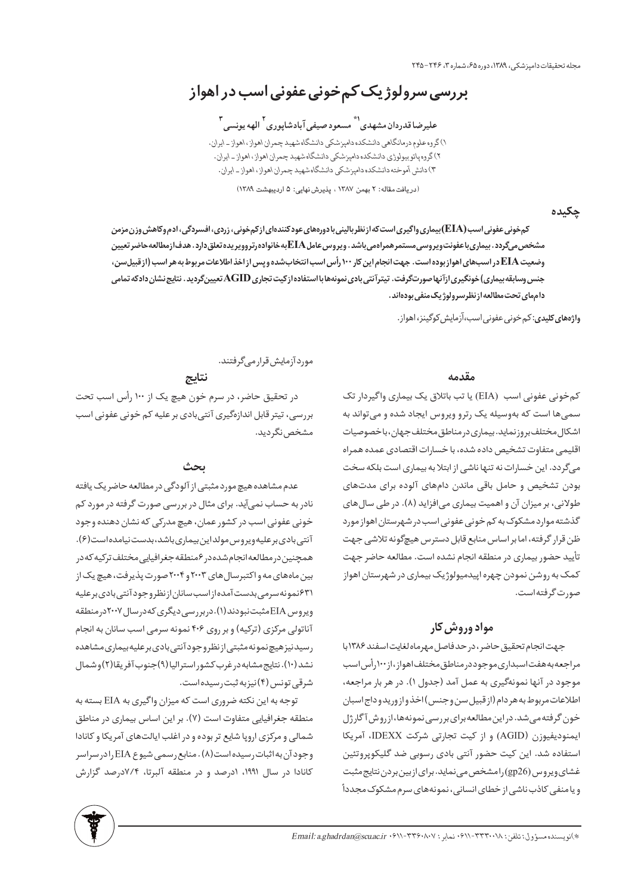# بررسی سرولوژیک کم‌خونی عفونی اسب در اهواز

**علیرضا قدردان مشهدی[1*] مسعود صیفی آبادشاپوری[2] الهه یونسی[3]**

۱) گروه علوم درمانگاهی دانشکده دامپزشکی دانشگاه شهید چمران اهواز، اهواز ـ ایران.
۲) گروه پاتوبیولوژی دانشکده دامپزشکی دانشگاه شهید چمران اهواز، اهواز ـ ایران.
۳) دانش آموخته دانشکده دامپزشکی دانشگاه شهید چمران اهواز، اهواز ـ ایران.

(دریافت مقاله: ۲ بهمن ۱۳۸۷ ، پذیرش نهایی: ۵ اردیبهشت ۱۳۸۹)

## چکیده

**کم‌خونی عفونی اسب (EIA) بیماری واگیری است که از نظر بالینی با دوره‌های عود کننده‌ای از کم‌خونی، زردی، افسردگی، ادم و کاهش وزن مزمن مشخص می‌گردد. بیماری با عفونت ویروسی مستمر همراه می‌باشد. ویروس عامل EIA به خانواده رتروویریده تعلق دارد. هدف از مطالعه حاضر تعیین وضعیت EIA در اسب‌های اهواز بوده است. جهت انجام این کار ۱۰۰ رأس اسب انتخاب‌شده و پس از اخذ اطلاعات مربوط به هر اسب (از قبیل سن، جنس و سابقه بیماری) خونگیری از آنها صورت گرفت. تیتر آنتی بادی نمونه‌ها با استفاده از کیت تجاری AGID تعیین گردید. نتایج نشان داد که تمامی دام‌های تحت مطالعه از نظر سرولوژیک منفی بوده‌اند.**

**واژه‌های کلیدی:** کم‌خونی عفونی اسب، آزمایش کوگینز، اهواز.

## مقدمه

کم‌خونی عفونی اسب (EIA) یا تب باتلاق یک بیماری واگیردار تک سمی‌ها است که به‌وسیله یک رترو ویروس ایجاد شده و می‌تواند به اشکال مختلف بروز نماید. بیماری در مناطق مختلف جهان، با خصوصیات اقلیمی متفاوت تشخیص داده شده، با خسارات اقتصادی عمده همراه می‌گردد. این خسارات نه تنها ناشی از ابتلا به بیماری است بلکه سخت بودن تشخیص و حامل باقی ماندن دام‌های آلوده برای مدت‌های طولانی، بر میزان آن و اهمیت بیماری می‌افزاید (۸). در طی سال‌های گذشته موارد مشکوک به کم خونی عفونی اسب در شهرستان اهواز مورد ظن قرار گرفته، اما بر اساس منابع قابل دسترس هیچ‌گونه تلاشی جهت تأیید حضور بیماری در منطقه انجام نشده است. مطالعه حاضر جهت کمک به روشن نمودن چهره اپیدمیولوژیک بیماری در شهرستان اهواز صورت گرفته است.

## مواد و روش کار

جهت انجام تحقیق حاضر، در حد فاصل مهرماه لغایت اسفند ۱۳۸۶ با مراجعه به هفت اسبداری موجود در مناطق مختلف اهواز، از ۱۰۰ رأس اسب موجود در آنها نمونه‌گیری به عمل آمد (جدول ۱). در هر بار مراجعه، اطلاعات مربوط به هر دام (از قبیل سن و جنس) اخذ و از ورید وداج اسبان خون گرفته می‌شد. در این مطالعه برای بررسی نمونه‌ها، از روش آگارژل ایمنودیفیوزن (AGID) و از کیت تجارتی شرکت IDEXX، آمریکا استفاده شد. این کیت حضور آنتی بادی رسوبی ضد گلیکوپروتئین غشای ویروس (gp26) را مشخص می‌نماید. برای از بین بردن نتایج مثبت و یا منفی کاذب ناشی از خطای انسانی، نمونه‌های سرم مشکوک مجدداً مورد آزمایش قرار می‌گرفتند.

## نتایج

در تحقیق حاضر، در سرم خون هیچ یک از ۱۰۰ رأس اسب تحت بررسی، تیتر قابل اندازه‌گیری آنتی‌بادی بر علیه کم خونی عفونی اسب مشخص نگردید.

## بحث

عدم مشاهده هیچ مورد مثبتی از آلودگی در مطالعه حاضر یک یافته نادر به حساب نمی‌آید. برای مثال در بررسی صورت گرفته در مورد کم خونی عفونی اسب در کشور عمان، هیچ مدرکی که نشان دهنده وجود آنتی بادی بر علیه ویروس مولد این بیماری باشد، بدست نیامده است (۶). همچنین در مطالعه انجام شده در ۶ منطقه جغرافیایی مختلف ترکیه که در بین ماه‌های مه و اکتبر سال‌های ۲۰۰۳ و ۲۰۰۴ صورت پذیرفت، هیچ یک از ۶۳۱ نمونه سرمی بدست آمده از اسب سانان از نظر وجود آنتی بادی بر علیه ویروس EIA مثبت نبودند (۱). در بررسی دیگری که در سال ۲۰۰۷ در منطقه آناتولی مرکزی (ترکیه) و بر روی ۴۰۶ نمونه سرمی اسب سانان به انجام رسید نیز هیچ نمونه مثبتی از نظر وجود آنتی بادی بر علیه بیماری مشاهده نشد (۱۰). نتایج مشابه در غرب کشور استرالیا (۹) جنوب آفریقا (۲) و شمال شرقی تونس (۴) نیز به ثبت رسیده است.

توجه به این نکته ضروری است که میزان واگیری به EIA بسته به منطقه جغرافیایی متفاوت است (۷). بر این اساس بیماری در مناطق شمالی و مرکزی اروپا شایع تر بوده و در اغلب ایالت‌های آمریکا و کانادا وجود آن به اثبات رسیده است (۸). منابع رسمی شیوع EIA را در سراسر کانادا در سال ۱۹۹۱، ۱درصد و در منطقه آلبرتا، ۷/۴درصد گزارش

*) نویسنده مسؤول: تلفن: ۳۳۳۰۰۱۸-۰۶۱۱ نمابر: ۳۳۶۰۸۰۷-۰۶۱۱ Email: a.ghadrdan@scu.ac.ir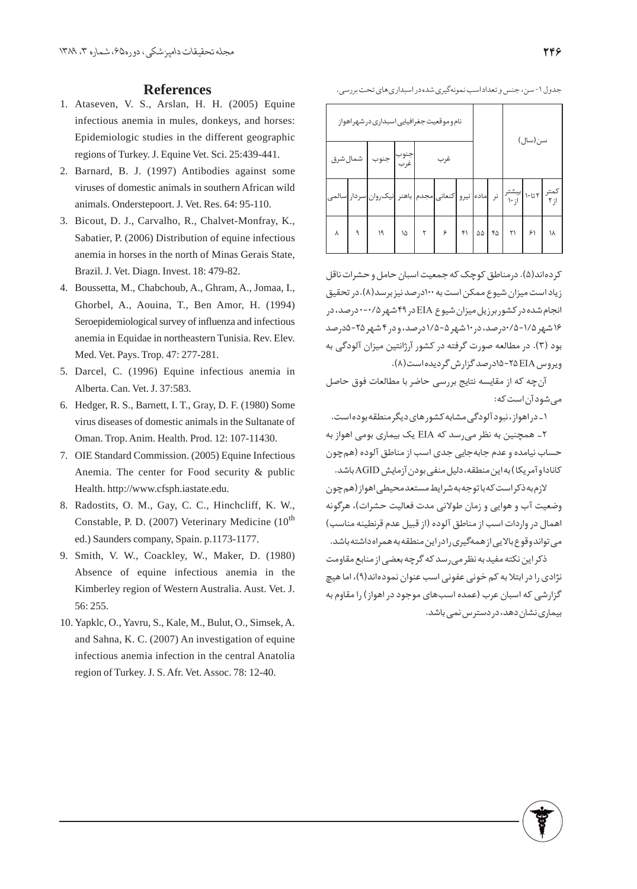جدول ۱- سن، جنس و تعداد اسب نمونه‌گیری شده در اسبداری‌های تحت بررسی.

| سن(سال) | | | | | نام و موقعیت جغرافیایی اسبداری در شهر اهواز | | | | | | |
|---|---|---|---|---|---|---|---|---|---|---|---|
| | | | | | غرب | | | جنوب غرب | جنوب | شمال شرق | |
| کمتر از۲ | ۲تا۱۰ | بیشتر از۱۰ | نر | ماده | نیرو | کنعانی | مجدم | باهنر | نیک‌روان | سردار | سالمی |
| ۱۸ | ۶۱ | ۲۱ | ۴۵ | ۵۵ | ۴۱ | ۶ | ۲ | ۱۵ | ۱۹ | ۹ | ۸ |

کرده‌اند(۵). درمناطق کوچک که جمعیت اسبان حامل و حشرات ناقل زیاد است میزان شیوع ممکن است به ۱۰۰درصد نیز برسد(۸). در تحقیق انجام شده در کشور برزیل میزان شیوع EIA در ۴۹ شهر ۰/۵-۰درصد، در ۱۶ شهر ۱/۵-۰/۵درصد، در ۱۰ شهر ۵-۱/۵درصد، و در ۴ شهر ۲۵-۵درصد بود (۳). در مطالعه صورت گرفته در کشور آرژانتین میزان آلودگی به ویروس EIA ۲۵-۱۵درصد گزارش گردیده است(۸).

آن‌چه که از مقایسه نتایج بررسی حاضر با مطالعات فوق حاصل می‌شود آن است که:

۱- در اهواز، نبود آلودگی مشابه کشورهای دیگر منطقه بوده است.

۲- همچنین به نظر می‌رسد که EIA یک بیماری بومی اهواز به حساب نیامده و عدم جابه‌جایی جدی اسب از مناطق آلوده (همچون کانادا و آمریکا) به این منطقه، دلیل منفی بودن آزمایش AGID باشد.

لازم به ذکر است که با توجه به شرایط مستعد محیطی اهواز (همچون وضعیت آب و هوایی و زمان طولانی مدت فعالیت حشرات)، هرگونه اهمال در واردات اسب از مناطق آلوده (از قبیل عدم قرنطینه مناسب) می‌تواند وقوع بالایی از همه‌گیری را در این منطقه به همراه داشته باشد.

ذکر این نکته مفید به نظر می‌رسد که گرچه بعضی از منابع مقاومت نژادی را در ابتلا به کم خونی عفونی اسب عنوان نموده‌اند(۹)، اما هیچ گزارشی که اسبان عرب (عمده اسب‌های موجود در اهواز) را مقاوم به بیماری نشان دهد، در دسترس نمی‌باشد.

## References

1. Ataseven, V. S., Arslan, H. H. (2005) Equine infectious anemia in mules, donkeys, and horses: Epidemiologic studies in the different geographic regions of Turkey. J. Equine Vet. Sci. 25:439-441.
2. Barnard, B. J. (1997) Antibodies against some viruses of domestic animals in southern African wild animals. Onderstepoort. J. Vet. Res. 64: 95-110.
3. Bicout, D. J., Carvalho, R., Chalvet-Monfray, K., Sabatier, P. (2006) Distribution of equine infectious anemia in horses in the north of Minas Gerais State, Brazil. J. Vet. Diagn. Invest. 18: 479-82.
4. Boussetta, M., Chabchoub, A., Ghram, A., Jomaa, I., Ghorbel, A., Aouina, T., Ben Amor, H. (1994) Seroepidemiological survey of influenza and infectious anemia in Equidae in northeastern Tunisia. Rev. Elev. Med. Vet. Pays. Trop. 47: 277-281.
5. Darcel, C. (1996) Equine infectious anemia in Alberta. Can. Vet. J. 37:583.
6. Hedger, R. S., Barnett, I. T., Gray, D. F. (1980) Some virus diseases of domestic animals in the Sultanate of Oman. Trop. Anim. Health. Prod. 12: 107-11430.
7. OIE Standard Commission. (2005) Equine Infectious Anemia. The center for Food security & public Health. http://www.cfsph.iastate.edu.
8. Radostits, O. M., Gay, C. C., Hinchcliff, K. W., Constable, P. D. (2007) Veterinary Medicine (10th ed.) Saunders company, Spain. p.1173-1177.
9. Smith, V. W., Coackley, W., Maker, D. (1980) Absence of equine infectious anemia in the Kimberley region of Western Australia. Aust. Vet. J. 56: 255.
10. Yapklc, O., Yavru, S., Kale, M., Bulut, O., Simsek, A. and Sahna, K. C. (2007) An investigation of equine infectious anemia infection in the central Anatolia region of Turkey. J. S. Afr. Vet. Assoc. 78: 12-40.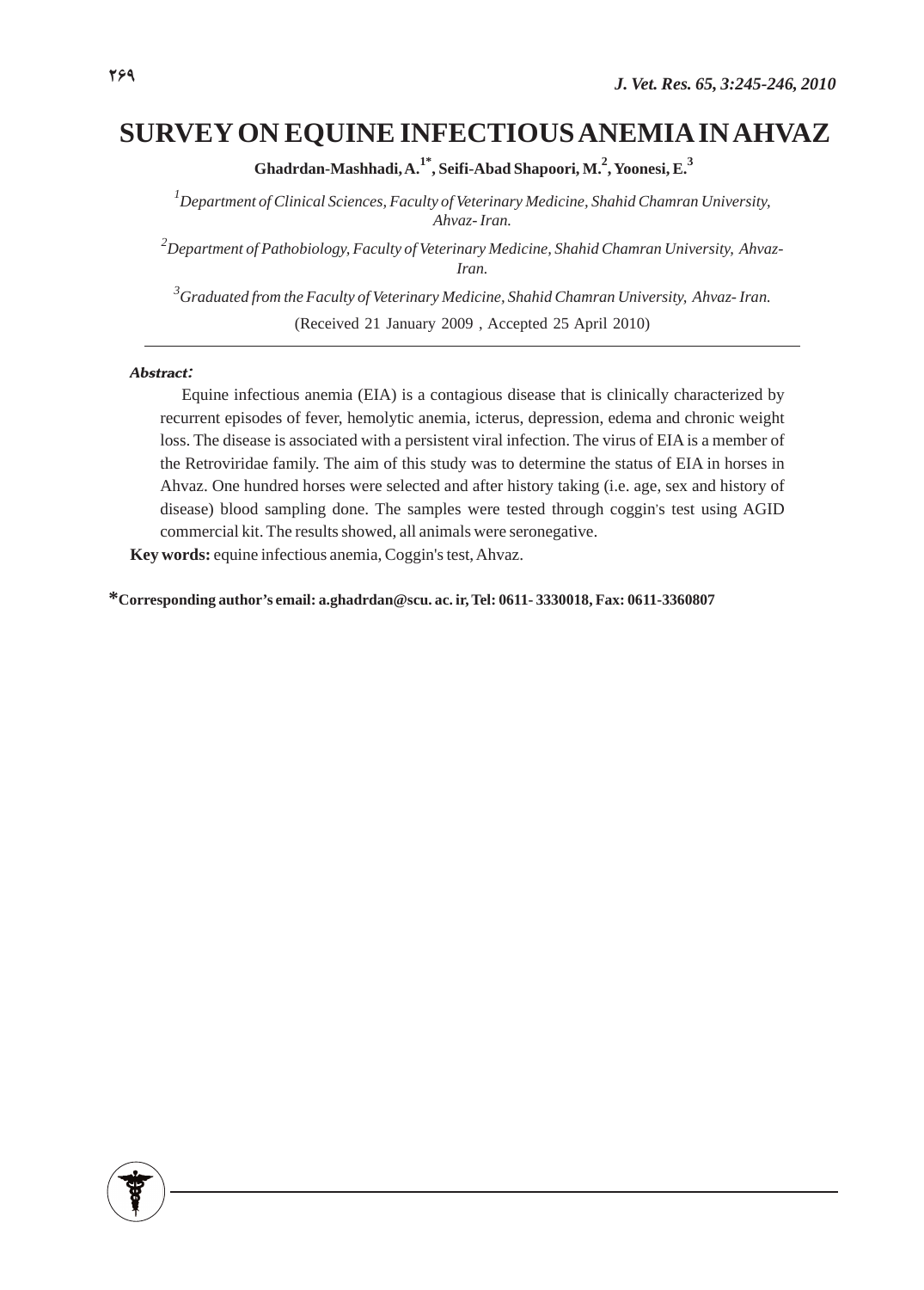# SURVEY ON EQUINE INFECTIOUS ANEMIA IN AHVAZ

**Ghadrdan-Mashhadi, A.[1*], Seifi-Abad Shapoori, M.[2], Yoonesi, E.[3]**

[1]*Department of Clinical Sciences, Faculty of Veterinary Medicine, Shahid Chamran University, Ahvaz- Iran.*

[2]*Department of Pathobiology, Faculty of Veterinary Medicine, Shahid Chamran University, Ahvaz- Iran.*

[3]*Graduated from the Faculty of Veterinary Medicine, Shahid Chamran University, Ahvaz- Iran.*

(Received 21 January 2009 , Accepted 25 April 2010)

***Abstract:***

Equine infectious anemia (EIA) is a contagious disease that is clinically characterized by recurrent episodes of fever, hemolytic anemia, icterus, depression, edema and chronic weight loss. The disease is associated with a persistent viral infection. The virus of EIA is a member of the Retroviridae family. The aim of this study was to determine the status of EIA in horses in Ahvaz. One hundred horses were selected and after history taking (i.e. age, sex and history of disease) blood sampling done. The samples were tested through coggin's test using AGID commercial kit. The results showed, all animals were seronegative.

**Key words:** equine infectious anemia, Coggin's test, Ahvaz.

**\*Corresponding author's email: a.ghadrdan@scu. ac. ir, Tel: 0611- 3330018, Fax: 0611-3360807**